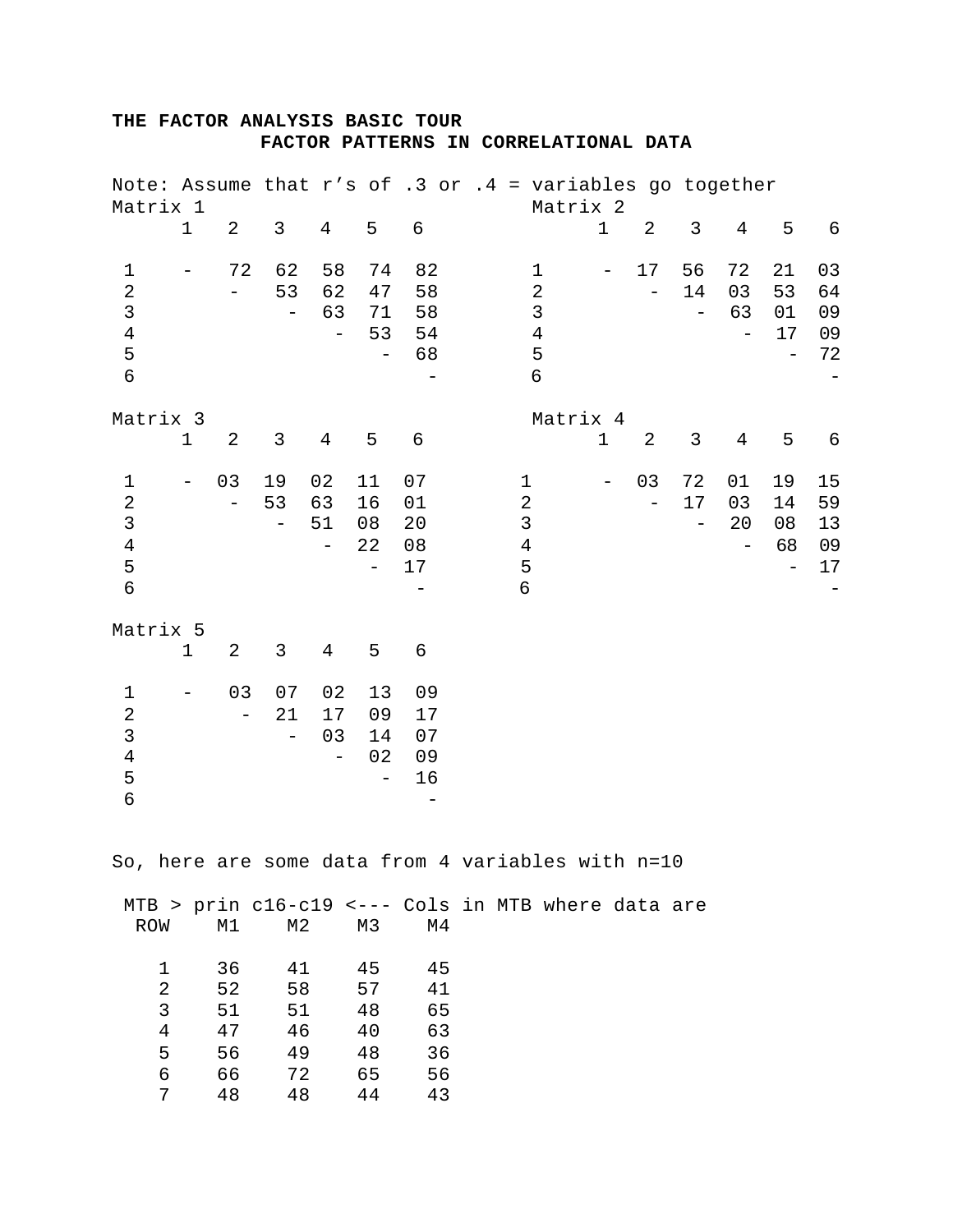# THE FACTOR ANALYSIS BASIC TOUR

## FACTOR PATTERNS IN CORRELATIONAL DATA

Note: Assume that r's of .3 or .4 = variables go together

**Matrix 1**

|   | 1 | 2 | 3 | 4 | 5 | 6 |
|---|---|---|---|---|---|---|
| 1 | - | 72 | 62 | 58 | 74 | 82 |
| 2 |   | - | 53 | 62 | 47 | 58 |
| 3 |   |   | - | 63 | 71 | 58 |
| 4 |   |   |   | - | 53 | 54 |
| 5 |   |   |   |   | - | 68 |
| 6 |   |   |   |   |   | - |

**Matrix 2**

|   | 1 | 2 | 3 | 4 | 5 | 6 |
|---|---|---|---|---|---|---|
| 1 | - | 17 | 56 | 72 | 21 | 03 |
| 2 |   | - | 14 | 03 | 53 | 64 |
| 3 |   |   | - | 63 | 01 | 09 |
| 4 |   |   |   | - | 17 | 09 |
| 5 |   |   |   |   | - | 72 |
| 6 |   |   |   |   |   | - |

**Matrix 3**

|   | 1 | 2 | 3 | 4 | 5 | 6 |
|---|---|---|---|---|---|---|
| 1 | - | 03 | 19 | 02 | 11 | 07 |
| 2 |   | - | 53 | 63 | 16 | 01 |
| 3 |   |   | - | 51 | 08 | 20 |
| 4 |   |   |   | - | 22 | 08 |
| 5 |   |   |   |   | - | 17 |
| 6 |   |   |   |   |   | - |

**Matrix 4**

|   | 1 | 2 | 3 | 4 | 5 | 6 |
|---|---|---|---|---|---|---|
| 1 | - | 03 | 72 | 01 | 19 | 15 |
| 2 |   | - | 17 | 03 | 14 | 59 |
| 3 |   |   | - | 20 | 08 | 13 |
| 4 |   |   |   | - | 68 | 09 |
| 5 |   |   |   |   | - | 17 |
| 6 |   |   |   |   |   | - |

**Matrix 5**

|   | 1 | 2 | 3 | 4 | 5 | 6 |
|---|---|---|---|---|---|---|
| 1 | - | 03 | 07 | 02 | 13 | 09 |
| 2 |   | - | 21 | 17 | 09 | 17 |
| 3 |   |   | - | 03 | 14 | 07 |
| 4 |   |   |   | - | 02 | 09 |
| 5 |   |   |   |   | - | 16 |
| 6 |   |   |   |   |   | - |

So, here are some data from 4 variables with n=10

```
 MTB > prin c16-c19 <--- Cols in MTB where data are
  ROW    M1    M2    M3    M4

    1    36    41    45    45
    2    52    58    57    41
    3    51    51    48    65
    4    47    46    40    63
    5    56    49    48    36
    6    66    72    65    56
    7    48    48    44    43
```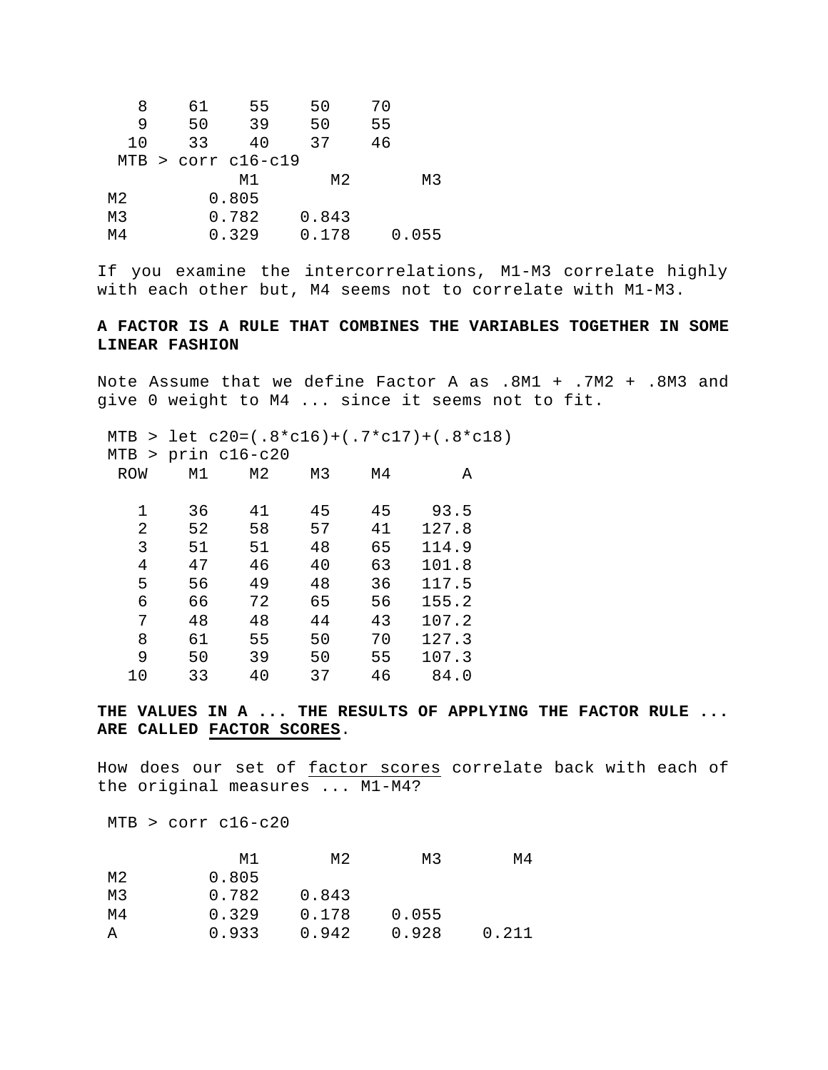```
   8    61    55    50    70
   9    50    39    50    55
  10    33    40    37    46
 MTB > corr c16-c19
             M1       M2       M3
M2        0.805
M3        0.782    0.843
M4        0.329    0.178    0.055
```

If you examine the intercorrelations, M1-M3 correlate highly with each other but, M4 seems not to correlate with M1-M3.

**A FACTOR IS A RULE THAT COMBINES THE VARIABLES TOGETHER IN SOME LINEAR FASHION**

Note Assume that we define Factor A as .8M1 + .7M2 + .8M3 and give 0 weight to M4 ... since it seems not to fit.

```
MTB > let c20=(.8*c16)+(.7*c17)+(.8*c18)
MTB > prin c16-c20
 ROW    M1    M2    M3    M4       A

   1    36    41    45    45    93.5
   2    52    58    57    41   127.8
   3    51    51    48    65   114.9
   4    47    46    40    63   101.8
   5    56    49    48    36   117.5
   6    66    72    65    56   155.2
   7    48    48    44    43   107.2
   8    61    55    50    70   127.3
   9    50    39    50    55   107.3
  10    33    40    37    46    84.0
```

**THE VALUES IN A ... THE RESULTS OF APPLYING THE FACTOR RULE ... ARE CALLED <u>FACTOR SCORES</u>.**

How does our set of <u>factor scores</u> correlate back with each of the original measures ... M1-M4?

```
MTB > corr c16-c20

             M1       M2       M3       M4
M2        0.805
M3        0.782    0.843
M4        0.329    0.178    0.055
A         0.933    0.942    0.928    0.211
```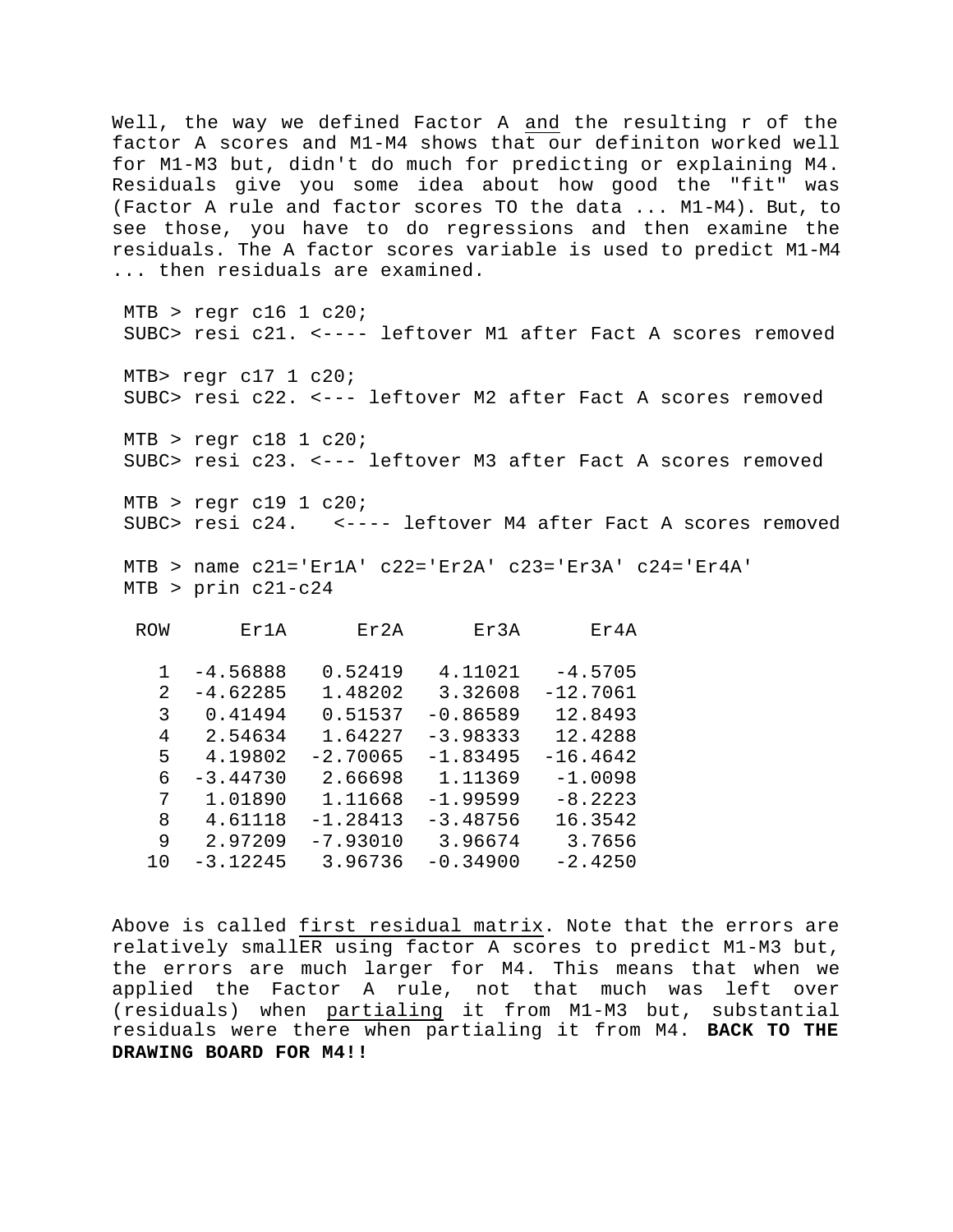Well, the way we defined Factor A and the resulting r of the factor A scores and M1-M4 shows that our definiton worked well for M1-M3 but, didn't do much for predicting or explaining M4. Residuals give you some idea about how good the "fit" was (Factor A rule and factor scores TO the data ... M1-M4). But, to see those, you have to do regressions and then examine the residuals. The A factor scores variable is used to predict M1-M4 ... then residuals are examined.

```
MTB > regr c16 1 c20;
SUBC> resi c21. <---- leftover M1 after Fact A scores removed

MTB> regr c17 1 c20;
SUBC> resi c22. <--- leftover M2 after Fact A scores removed

MTB > regr c18 1 c20;
SUBC> resi c23. <--- leftover M3 after Fact A scores removed

MTB > regr c19 1 c20;
SUBC> resi c24.   <---- leftover M4 after Fact A scores removed

MTB > name c21='Er1A' c22='Er2A' c23='Er3A' c24='Er4A'
MTB > prin c21-c24
```

| ROW | Er1A | Er2A | Er3A | Er4A |
|---|---|---|---|---|
| 1 | -4.56888 | 0.52419 | 4.11021 | -4.5705 |
| 2 | -4.62285 | 1.48202 | 3.32608 | -12.7061 |
| 3 | 0.41494 | 0.51537 | -0.86589 | 12.8493 |
| 4 | 2.54634 | 1.64227 | -3.98333 | 12.4288 |
| 5 | 4.19802 | -2.70065 | -1.83495 | -16.4642 |
| 6 | -3.44730 | 2.66698 | 1.11369 | -1.0098 |
| 7 | 1.01890 | 1.11668 | -1.99599 | -8.2223 |
| 8 | 4.61118 | -1.28413 | -3.48756 | 16.3542 |
| 9 | 2.97209 | -7.93010 | 3.96674 | 3.7656 |
| 10 | -3.12245 | 3.96736 | -0.34900 | -2.4250 |

Above is called first residual matrix. Note that the errors are relatively smallER using factor A scores to predict M1-M3 but, the errors are much larger for M4. This means that when we applied the Factor A rule, not that much was left over (residuals) when partialing it from M1-M3 but, substantial residuals were there when partialing it from M4. **BACK TO THE DRAWING BOARD FOR M4!!**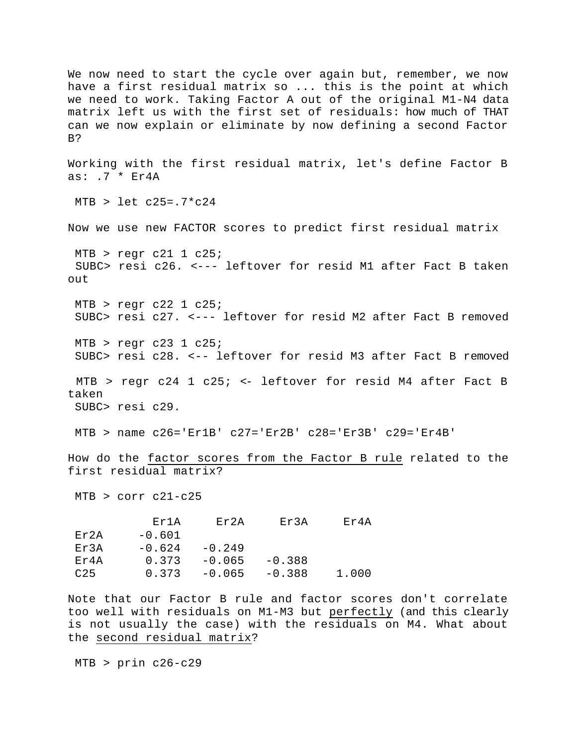We now need to start the cycle over again but, remember, we now have a first residual matrix so ... this is the point at which we need to work. Taking Factor A out of the original M1-N4 data matrix left us with the first set of residuals: how much of THAT can we now explain or eliminate by now defining a second Factor B?

Working with the first residual matrix, let's define Factor B as: .7 * Er4A

```
MTB > let c25=.7*c24
```

Now we use new FACTOR scores to predict first residual matrix

```
MTB > regr c21 1 c25;
SUBC> resi c26. <--- leftover for resid M1 after Fact B taken out

MTB > regr c22 1 c25;
SUBC> resi c27. <--- leftover for resid M2 after Fact B removed

MTB > regr c23 1 c25;
SUBC> resi c28. <-- leftover for resid M3 after Fact B removed

MTB > regr c24 1 c25; <- leftover for resid M4 after Fact B taken
SUBC> resi c29.

MTB > name c26='Er1B' c27='Er2B' c28='Er3B' c29='Er4B'
```

How do the <u>factor scores from the Factor B rule</u> related to the first residual matrix?

```
MTB > corr c21-c25

           Er1A     Er2A     Er3A     Er4A
Er2A     -0.601
Er3A     -0.624   -0.249
Er4A      0.373   -0.065   -0.388
C25       0.373   -0.065   -0.388    1.000
```

Note that our Factor B rule and factor scores don't correlate too well with residuals on M1-M3 but <u>perfectly</u> (and this clearly is not usually the case) with the residuals on M4. What about the <u>second residual matrix</u>?

```
MTB > prin c26-c29
```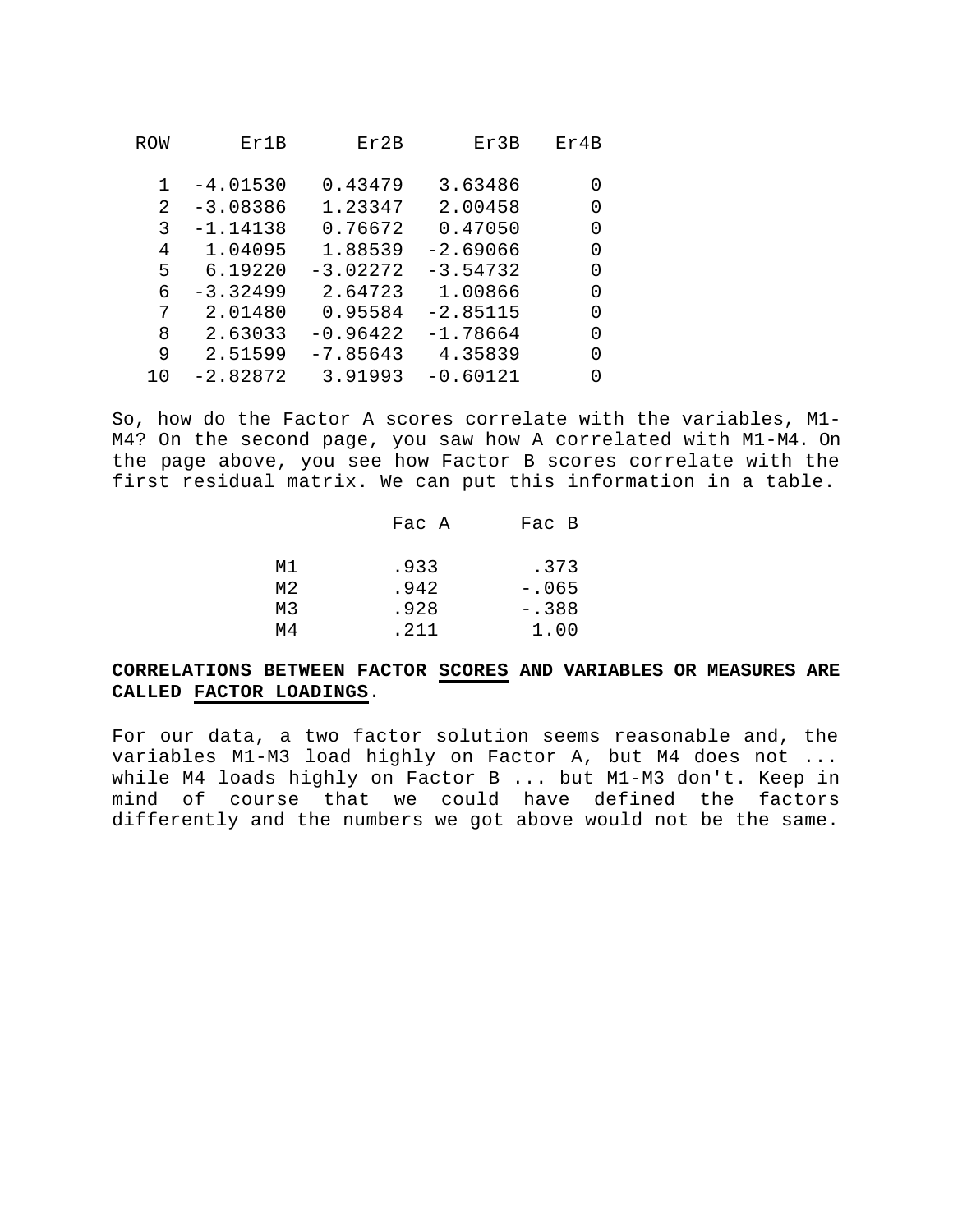| ROW | Er1B | Er2B | Er3B | Er4B |
|---|---|---|---|---|
| 1 | -4.01530 | 0.43479 | 3.63486 | 0 |
| 2 | -3.08386 | 1.23347 | 2.00458 | 0 |
| 3 | -1.14138 | 0.76672 | 0.47050 | 0 |
| 4 | 1.04095 | 1.88539 | -2.69066 | 0 |
| 5 | 6.19220 | -3.02272 | -3.54732 | 0 |
| 6 | -3.32499 | 2.64723 | 1.00866 | 0 |
| 7 | 2.01480 | 0.95584 | -2.85115 | 0 |
| 8 | 2.63033 | -0.96422 | -1.78664 | 0 |
| 9 | 2.51599 | -7.85643 | 4.35839 | 0 |
| 10 | -2.82872 | 3.91993 | -0.60121 | 0 |

So, how do the Factor A scores correlate with the variables, M1-M4? On the second page, you saw how A correlated with M1-M4. On the page above, you see how Factor B scores correlate with the first residual matrix. We can put this information in a table.

| | Fac A | Fac B |
|---|---|---|
| M1 | .933 | .373 |
| M2 | .942 | -.065 |
| M3 | .928 | -.388 |
| M4 | .211 | 1.00 |

**CORRELATIONS BETWEEN FACTOR SCORES AND VARIABLES OR MEASURES ARE CALLED FACTOR LOADINGS.**

For our data, a two factor solution seems reasonable and, the variables M1-M3 load highly on Factor A, but M4 does not ... while M4 loads highly on Factor B ... but M1-M3 don't. Keep in mind of course that we could have defined the factors differently and the numbers we got above would not be the same.